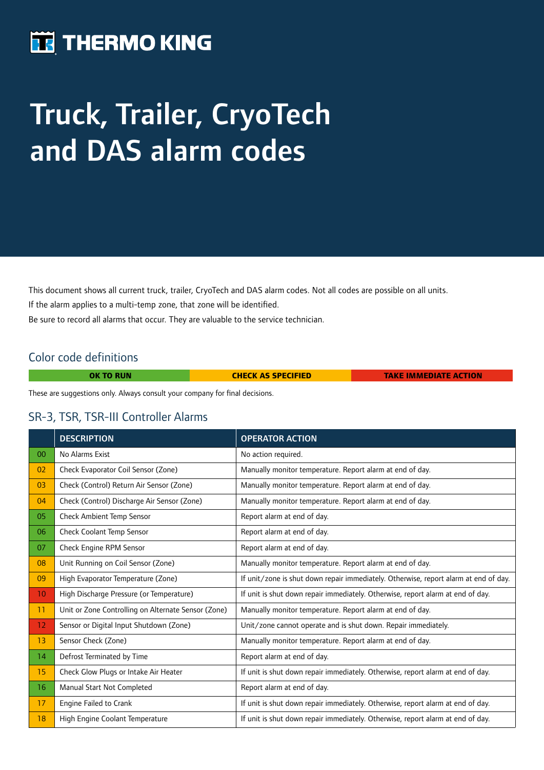# THERMO KING

# Truck, Trailer, CryoTech and DAS alarm codes

This document shows all current truck, trailer, CryoTech and DAS alarm codes. Not all codes are possible on all units.

If the alarm applies to a multi-temp zone, that zone will be identified.

Be sure to record all alarms that occur. They are valuable to the service technician.

## Color code definitions

| OK TO RUN | CHECK AS SPECIFIED | TAKE IMMEDIATE ACTION |
|---|---|---|

These are suggestions only. Always consult your company for final decisions.

## SR-3, TSR, TSR-III Controller Alarms

| | DESCRIPTION | OPERATOR ACTION |
|---|---|---|
| 00 | No Alarms Exist | No action required. |
| 02 | Check Evaporator Coil Sensor (Zone) | Manually monitor temperature. Report alarm at end of day. |
| 03 | Check (Control) Return Air Sensor (Zone) | Manually monitor temperature. Report alarm at end of day. |
| 04 | Check (Control) Discharge Air Sensor (Zone) | Manually monitor temperature. Report alarm at end of day. |
| 05 | Check Ambient Temp Sensor | Report alarm at end of day. |
| 06 | Check Coolant Temp Sensor | Report alarm at end of day. |
| 07 | Check Engine RPM Sensor | Report alarm at end of day. |
| 08 | Unit Running on Coil Sensor (Zone) | Manually monitor temperature. Report alarm at end of day. |
| 09 | High Evaporator Temperature (Zone) | If unit/zone is shut down repair immediately. Otherwise, report alarm at end of day. |
| 10 | High Discharge Pressure (or Temperature) | If unit is shut down repair immediately. Otherwise, report alarm at end of day. |
| 11 | Unit or Zone Controlling on Alternate Sensor (Zone) | Manually monitor temperature. Report alarm at end of day. |
| 12 | Sensor or Digital Input Shutdown (Zone) | Unit/zone cannot operate and is shut down. Repair immediately. |
| 13 | Sensor Check (Zone) | Manually monitor temperature. Report alarm at end of day. |
| 14 | Defrost Terminated by Time | Report alarm at end of day. |
| 15 | Check Glow Plugs or Intake Air Heater | If unit is shut down repair immediately. Otherwise, report alarm at end of day. |
| 16 | Manual Start Not Completed | Report alarm at end of day. |
| 17 | Engine Failed to Crank | If unit is shut down repair immediately. Otherwise, report alarm at end of day. |
| 18 | High Engine Coolant Temperature | If unit is shut down repair immediately. Otherwise, report alarm at end of day. |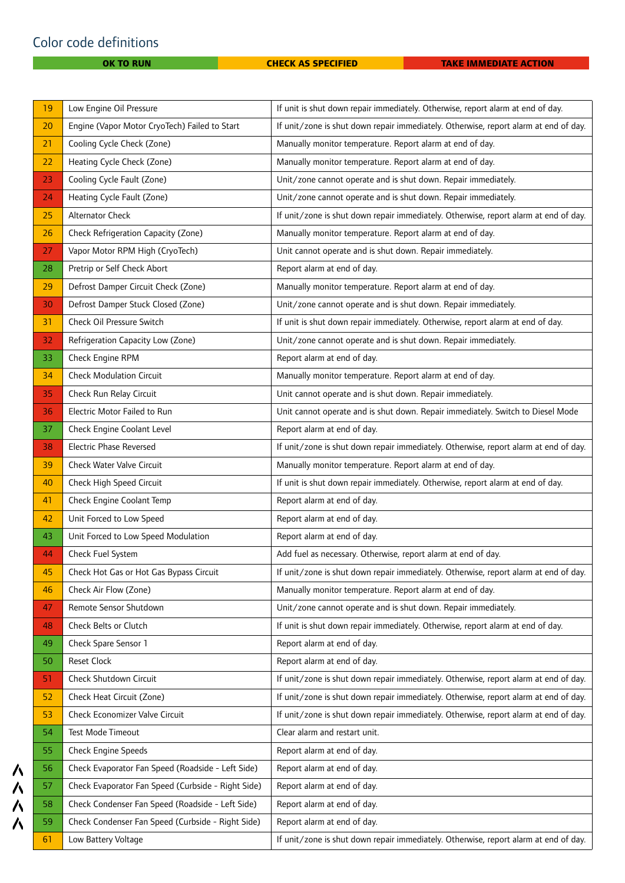## Color code definitions

| OK TO RUN | CHECK AS SPECIFIED | TAKE IMMEDIATE ACTION |
|---|---|---|

| Code | Alarm | Action |
|---|---|---|
| 19 | Low Engine Oil Pressure | If unit is shut down repair immediately. Otherwise, report alarm at end of day. |
| 20 | Engine (Vapor Motor CryoTech) Failed to Start | If unit/zone is shut down repair immediately. Otherwise, report alarm at end of day. |
| 21 | Cooling Cycle Check (Zone) | Manually monitor temperature. Report alarm at end of day. |
| 22 | Heating Cycle Check (Zone) | Manually monitor temperature. Report alarm at end of day. |
| 23 | Cooling Cycle Fault (Zone) | Unit/zone cannot operate and is shut down. Repair immediately. |
| 24 | Heating Cycle Fault (Zone) | Unit/zone cannot operate and is shut down. Repair immediately. |
| 25 | Alternator Check | If unit/zone is shut down repair immediately. Otherwise, report alarm at end of day. |
| 26 | Check Refrigeration Capacity (Zone) | Manually monitor temperature. Report alarm at end of day. |
| 27 | Vapor Motor RPM High (CryoTech) | Unit cannot operate and is shut down. Repair immediately. |
| 28 | Pretrip or Self Check Abort | Report alarm at end of day. |
| 29 | Defrost Damper Circuit Check (Zone) | Manually monitor temperature. Report alarm at end of day. |
| 30 | Defrost Damper Stuck Closed (Zone) | Unit/zone cannot operate and is shut down. Repair immediately. |
| 31 | Check Oil Pressure Switch | If unit is shut down repair immediately. Otherwise, report alarm at end of day. |
| 32 | Refrigeration Capacity Low (Zone) | Unit/zone cannot operate and is shut down. Repair immediately. |
| 33 | Check Engine RPM | Report alarm at end of day. |
| 34 | Check Modulation Circuit | Manually monitor temperature. Report alarm at end of day. |
| 35 | Check Run Relay Circuit | Unit cannot operate and is shut down. Repair immediately. |
| 36 | Electric Motor Failed to Run | Unit cannot operate and is shut down. Repair immediately. Switch to Diesel Mode |
| 37 | Check Engine Coolant Level | Report alarm at end of day. |
| 38 | Electric Phase Reversed | If unit/zone is shut down repair immediately. Otherwise, report alarm at end of day. |
| 39 | Check Water Valve Circuit | Manually monitor temperature. Report alarm at end of day. |
| 40 | Check High Speed Circuit | If unit is shut down repair immediately. Otherwise, report alarm at end of day. |
| 41 | Check Engine Coolant Temp | Report alarm at end of day. |
| 42 | Unit Forced to Low Speed | Report alarm at end of day. |
| 43 | Unit Forced to Low Speed Modulation | Report alarm at end of day. |
| 44 | Check Fuel System | Add fuel as necessary. Otherwise, report alarm at end of day. |
| 45 | Check Hot Gas or Hot Gas Bypass Circuit | If unit/zone is shut down repair immediately. Otherwise, report alarm at end of day. |
| 46 | Check Air Flow (Zone) | Manually monitor temperature. Report alarm at end of day. |
| 47 | Remote Sensor Shutdown | Unit/zone cannot operate and is shut down. Repair immediately. |
| 48 | Check Belts or Clutch | If unit is shut down repair immediately. Otherwise, report alarm at end of day. |
| 49 | Check Spare Sensor 1 | Report alarm at end of day. |
| 50 | Reset Clock | Report alarm at end of day. |
| 51 | Check Shutdown Circuit | If unit/zone is shut down repair immediately. Otherwise, report alarm at end of day. |
| 52 | Check Heat Circuit (Zone) | If unit/zone is shut down repair immediately. Otherwise, report alarm at end of day. |
| 53 | Check Economizer Valve Circuit | If unit/zone is shut down repair immediately. Otherwise, report alarm at end of day. |
| 54 | Test Mode Timeout | Clear alarm and restart unit. |
| 55 | Check Engine Speeds | Report alarm at end of day. |
| 56 | Check Evaporator Fan Speed (Roadside - Left Side) | Report alarm at end of day. |
| 57 | Check Evaporator Fan Speed (Curbside - Right Side) | Report alarm at end of day. |
| 58 | Check Condenser Fan Speed (Roadside - Left Side) | Report alarm at end of day. |
| 59 | Check Condenser Fan Speed (Curbside - Right Side) | Report alarm at end of day. |
| 61 | Low Battery Voltage | If unit/zone is shut down repair immediately. Otherwise, report alarm at end of day. |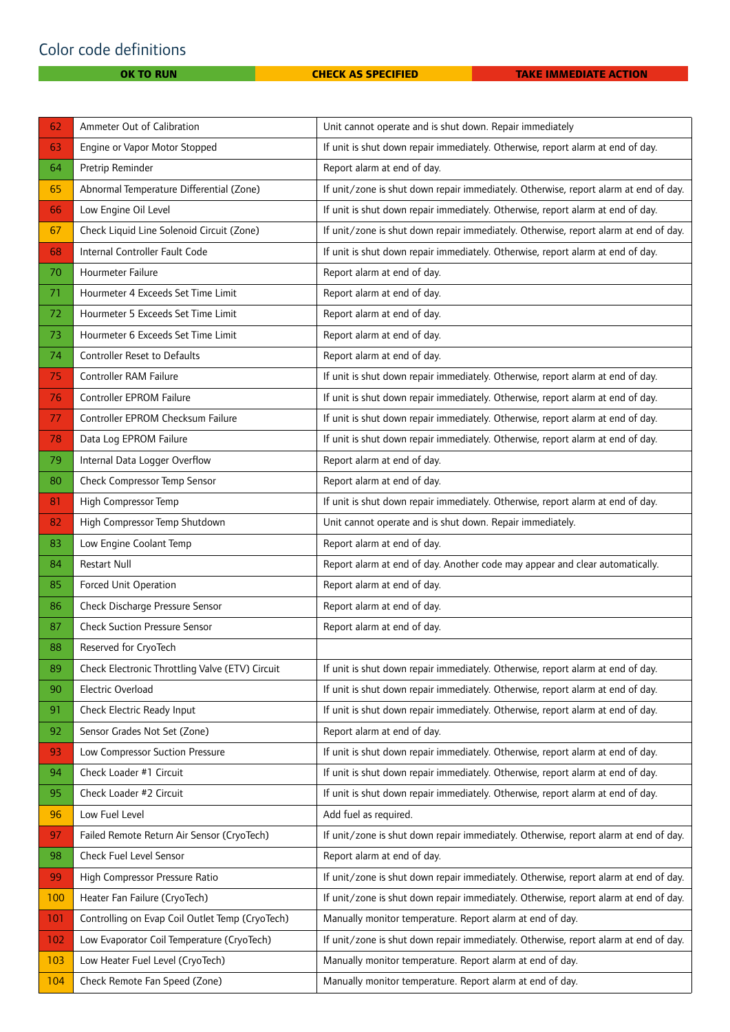## Color code definitions

| OK TO RUN | CHECK AS SPECIFIED | TAKE IMMEDIATE ACTION |
|---|---|---|

| | | |
|---|---|---|
| 62 | Ammeter Out of Calibration | Unit cannot operate and is shut down. Repair immediately |
| 63 | Engine or Vapor Motor Stopped | If unit is shut down repair immediately. Otherwise, report alarm at end of day. |
| 64 | Pretrip Reminder | Report alarm at end of day. |
| 65 | Abnormal Temperature Differential (Zone) | If unit/zone is shut down repair immediately. Otherwise, report alarm at end of day. |
| 66 | Low Engine Oil Level | If unit is shut down repair immediately. Otherwise, report alarm at end of day. |
| 67 | Check Liquid Line Solenoid Circuit (Zone) | If unit/zone is shut down repair immediately. Otherwise, report alarm at end of day. |
| 68 | Internal Controller Fault Code | If unit is shut down repair immediately. Otherwise, report alarm at end of day. |
| 70 | Hourmeter Failure | Report alarm at end of day. |
| 71 | Hourmeter 4 Exceeds Set Time Limit | Report alarm at end of day. |
| 72 | Hourmeter 5 Exceeds Set Time Limit | Report alarm at end of day. |
| 73 | Hourmeter 6 Exceeds Set Time Limit | Report alarm at end of day. |
| 74 | Controller Reset to Defaults | Report alarm at end of day. |
| 75 | Controller RAM Failure | If unit is shut down repair immediately. Otherwise, report alarm at end of day. |
| 76 | Controller EPROM Failure | If unit is shut down repair immediately. Otherwise, report alarm at end of day. |
| 77 | Controller EPROM Checksum Failure | If unit is shut down repair immediately. Otherwise, report alarm at end of day. |
| 78 | Data Log EPROM Failure | If unit is shut down repair immediately. Otherwise, report alarm at end of day. |
| 79 | Internal Data Logger Overflow | Report alarm at end of day. |
| 80 | Check Compressor Temp Sensor | Report alarm at end of day. |
| 81 | High Compressor Temp | If unit is shut down repair immediately. Otherwise, report alarm at end of day. |
| 82 | High Compressor Temp Shutdown | Unit cannot operate and is shut down. Repair immediately. |
| 83 | Low Engine Coolant Temp | Report alarm at end of day. |
| 84 | Restart Null | Report alarm at end of day. Another code may appear and clear automatically. |
| 85 | Forced Unit Operation | Report alarm at end of day. |
| 86 | Check Discharge Pressure Sensor | Report alarm at end of day. |
| 87 | Check Suction Pressure Sensor | Report alarm at end of day. |
| 88 | Reserved for CryoTech | |
| 89 | Check Electronic Throttling Valve (ETV) Circuit | If unit is shut down repair immediately. Otherwise, report alarm at end of day. |
| 90 | Electric Overload | If unit is shut down repair immediately. Otherwise, report alarm at end of day. |
| 91 | Check Electric Ready Input | If unit is shut down repair immediately. Otherwise, report alarm at end of day. |
| 92 | Sensor Grades Not Set (Zone) | Report alarm at end of day. |
| 93 | Low Compressor Suction Pressure | If unit is shut down repair immediately. Otherwise, report alarm at end of day. |
| 94 | Check Loader #1 Circuit | If unit is shut down repair immediately. Otherwise, report alarm at end of day. |
| 95 | Check Loader #2 Circuit | If unit is shut down repair immediately. Otherwise, report alarm at end of day. |
| 96 | Low Fuel Level | Add fuel as required. |
| 97 | Failed Remote Return Air Sensor (CryoTech) | If unit/zone is shut down repair immediately. Otherwise, report alarm at end of day. |
| 98 | Check Fuel Level Sensor | Report alarm at end of day. |
| 99 | High Compressor Pressure Ratio | If unit/zone is shut down repair immediately. Otherwise, report alarm at end of day. |
| 100 | Heater Fan Failure (CryoTech) | If unit/zone is shut down repair immediately. Otherwise, report alarm at end of day. |
| 101 | Controlling on Evap Coil Outlet Temp (CryoTech) | Manually monitor temperature. Report alarm at end of day. |
| 102 | Low Evaporator Coil Temperature (CryoTech) | If unit/zone is shut down repair immediately. Otherwise, report alarm at end of day. |
| 103 | Low Heater Fuel Level (CryoTech) | Manually monitor temperature. Report alarm at end of day. |
| 104 | Check Remote Fan Speed (Zone) | Manually monitor temperature. Report alarm at end of day. |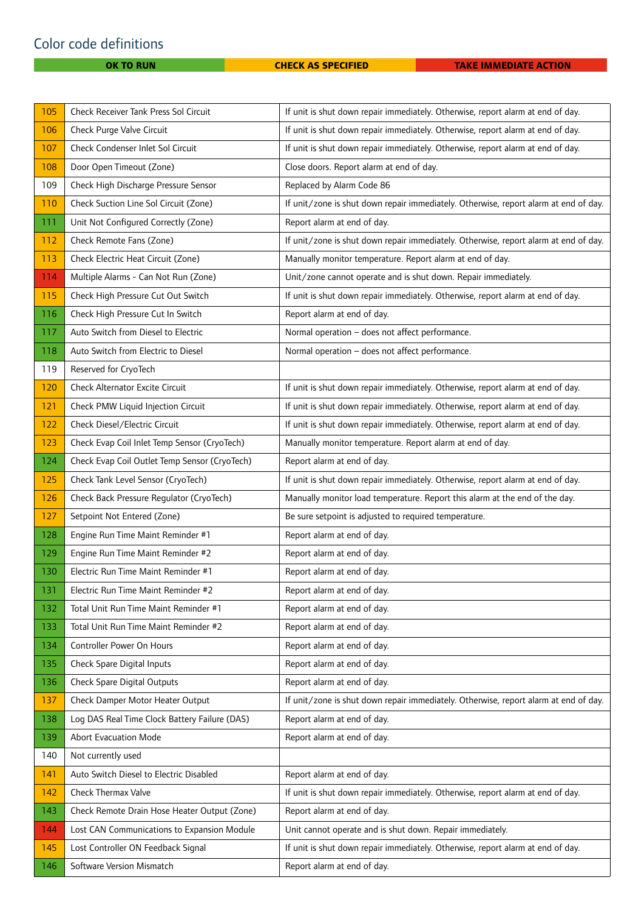## Color code definitions

| OK TO RUN | CHECK AS SPECIFIED | TAKE IMMEDIATE ACTION |
|---|---|---|

| Code | Alarm | Action |
|---|---|---|
| 105 | Check Receiver Tank Press Sol Circuit | If unit is shut down repair immediately. Otherwise, report alarm at end of day. |
| 106 | Check Purge Valve Circuit | If unit is shut down repair immediately. Otherwise, report alarm at end of day. |
| 107 | Check Condenser Inlet Sol Circuit | If unit is shut down repair immediately. Otherwise, report alarm at end of day. |
| 108 | Door Open Timeout (Zone) | Close doors. Report alarm at end of day. |
| 109 | Check High Discharge Pressure Sensor | Replaced by Alarm Code 86 |
| 110 | Check Suction Line Sol Circuit (Zone) | If unit/zone is shut down repair immediately. Otherwise, report alarm at end of day. |
| 111 | Unit Not Configured Correctly (Zone) | Report alarm at end of day. |
| 112 | Check Remote Fans (Zone) | If unit/zone is shut down repair immediately. Otherwise, report alarm at end of day. |
| 113 | Check Electric Heat Circuit (Zone) | Manually monitor temperature. Report alarm at end of day. |
| 114 | Multiple Alarms - Can Not Run (Zone) | Unit/zone cannot operate and is shut down. Repair immediately. |
| 115 | Check High Pressure Cut Out Switch | If unit is shut down repair immediately. Otherwise, report alarm at end of day. |
| 116 | Check High Pressure Cut In Switch | Report alarm at end of day. |
| 117 | Auto Switch from Diesel to Electric | Normal operation – does not affect performance. |
| 118 | Auto Switch from Electric to Diesel | Normal operation – does not affect performance. |
| 119 | Reserved for CryoTech | |
| 120 | Check Alternator Excite Circuit | If unit is shut down repair immediately. Otherwise, report alarm at end of day. |
| 121 | Check PMW Liquid Injection Circuit | If unit is shut down repair immediately. Otherwise, report alarm at end of day. |
| 122 | Check Diesel/Electric Circuit | If unit is shut down repair immediately. Otherwise, report alarm at end of day. |
| 123 | Check Evap Coil Inlet Temp Sensor (CryoTech) | Manually monitor temperature. Report alarm at end of day. |
| 124 | Check Evap Coil Outlet Temp Sensor (CryoTech) | Report alarm at end of day. |
| 125 | Check Tank Level Sensor (CryoTech) | If unit is shut down repair immediately. Otherwise, report alarm at end of day. |
| 126 | Check Back Pressure Regulator (CryoTech) | Manually monitor load temperature. Report this alarm at the end of the day. |
| 127 | Setpoint Not Entered (Zone) | Be sure setpoint is adjusted to required temperature. |
| 128 | Engine Run Time Maint Reminder #1 | Report alarm at end of day. |
| 129 | Engine Run Time Maint Reminder #2 | Report alarm at end of day. |
| 130 | Electric Run Time Maint Reminder #1 | Report alarm at end of day. |
| 131 | Electric Run Time Maint Reminder #2 | Report alarm at end of day. |
| 132 | Total Unit Run Time Maint Reminder #1 | Report alarm at end of day. |
| 133 | Total Unit Run Time Maint Reminder #2 | Report alarm at end of day. |
| 134 | Controller Power On Hours | Report alarm at end of day. |
| 135 | Check Spare Digital Inputs | Report alarm at end of day. |
| 136 | Check Spare Digital Outputs | Report alarm at end of day. |
| 137 | Check Damper Motor Heater Output | If unit/zone is shut down repair immediately. Otherwise, report alarm at end of day. |
| 138 | Log DAS Real Time Clock Battery Failure (DAS) | Report alarm at end of day. |
| 139 | Abort Evacuation Mode | Report alarm at end of day. |
| 140 | Not currently used | |
| 141 | Auto Switch Diesel to Electric Disabled | Report alarm at end of day. |
| 142 | Check Thermax Valve | If unit is shut down repair immediately. Otherwise, report alarm at end of day. |
| 143 | Check Remote Drain Hose Heater Output (Zone) | Report alarm at end of day. |
| 144 | Lost CAN Communications to Expansion Module | Unit cannot operate and is shut down. Repair immediately. |
| 145 | Lost Controller ON Feedback Signal | If unit is shut down repair immediately. Otherwise, report alarm at end of day. |
| 146 | Software Version Mismatch | Report alarm at end of day. |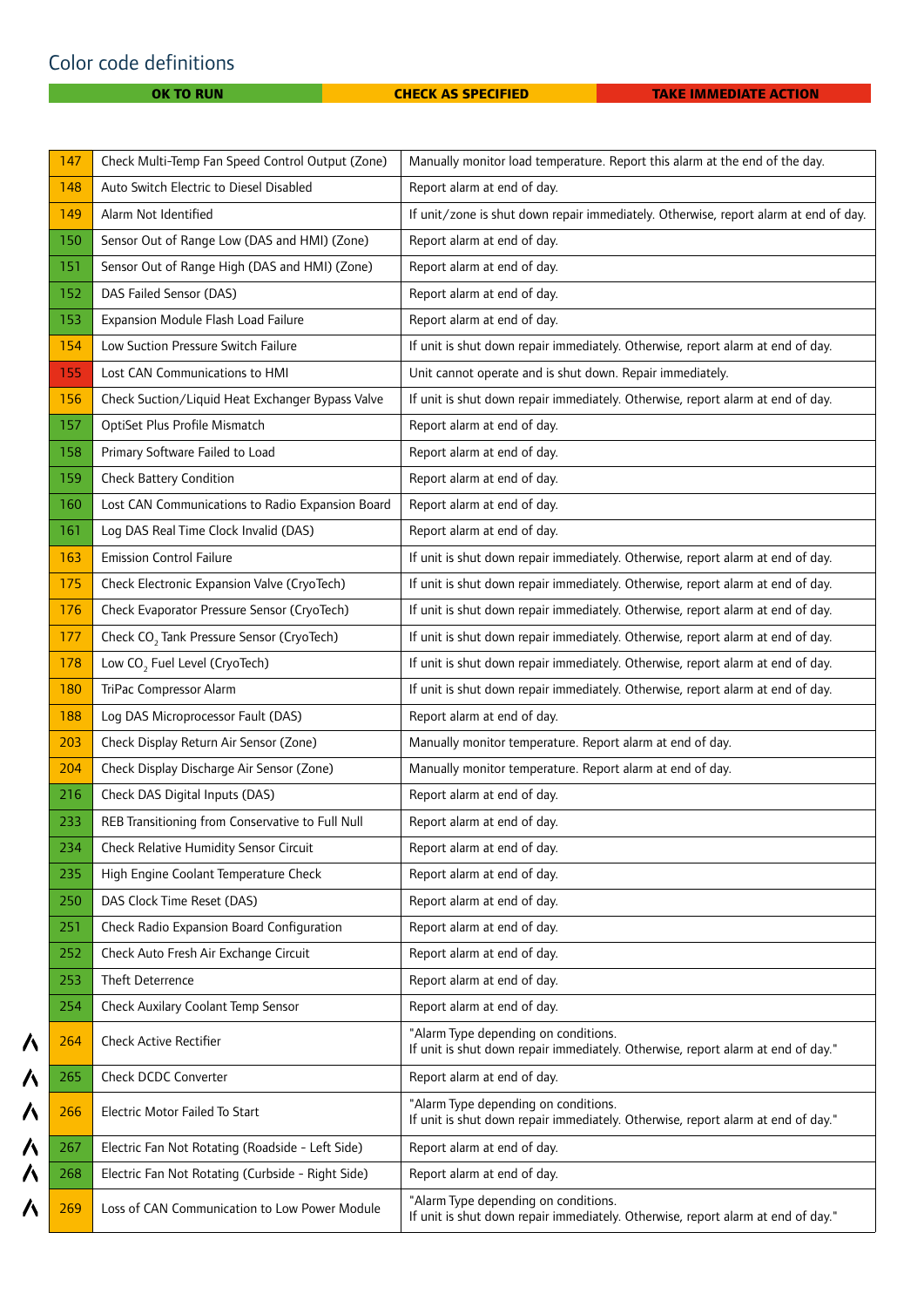## Color code definitions

| OK TO RUN | CHECK AS SPECIFIED | TAKE IMMEDIATE ACTION |
|---|---|---|

| Code | Alarm | Action |
|---|---|---|
| 147 | Check Multi-Temp Fan Speed Control Output (Zone) | Manually monitor load temperature. Report this alarm at the end of the day. |
| 148 | Auto Switch Electric to Diesel Disabled | Report alarm at end of day. |
| 149 | Alarm Not Identified | If unit/zone is shut down repair immediately. Otherwise, report alarm at end of day. |
| 150 | Sensor Out of Range Low (DAS and HMI) (Zone) | Report alarm at end of day. |
| 151 | Sensor Out of Range High (DAS and HMI) (Zone) | Report alarm at end of day. |
| 152 | DAS Failed Sensor (DAS) | Report alarm at end of day. |
| 153 | Expansion Module Flash Load Failure | Report alarm at end of day. |
| 154 | Low Suction Pressure Switch Failure | If unit is shut down repair immediately. Otherwise, report alarm at end of day. |
| 155 | Lost CAN Communications to HMI | Unit cannot operate and is shut down. Repair immediately. |
| 156 | Check Suction/Liquid Heat Exchanger Bypass Valve | If unit is shut down repair immediately. Otherwise, report alarm at end of day. |
| 157 | OptiSet Plus Profile Mismatch | Report alarm at end of day. |
| 158 | Primary Software Failed to Load | Report alarm at end of day. |
| 159 | Check Battery Condition | Report alarm at end of day. |
| 160 | Lost CAN Communications to Radio Expansion Board | Report alarm at end of day. |
| 161 | Log DAS Real Time Clock Invalid (DAS) | Report alarm at end of day. |
| 163 | Emission Control Failure | If unit is shut down repair immediately. Otherwise, report alarm at end of day. |
| 175 | Check Electronic Expansion Valve (CryoTech) | If unit is shut down repair immediately. Otherwise, report alarm at end of day. |
| 176 | Check Evaporator Pressure Sensor (CryoTech) | If unit is shut down repair immediately. Otherwise, report alarm at end of day. |
| 177 | Check $CO_2$ Tank Pressure Sensor (CryoTech) | If unit is shut down repair immediately. Otherwise, report alarm at end of day. |
| 178 | Low $CO_2$ Fuel Level (CryoTech) | If unit is shut down repair immediately. Otherwise, report alarm at end of day. |
| 180 | TriPac Compressor Alarm | If unit is shut down repair immediately. Otherwise, report alarm at end of day. |
| 188 | Log DAS Microprocessor Fault (DAS) | Report alarm at end of day. |
| 203 | Check Display Return Air Sensor (Zone) | Manually monitor temperature. Report alarm at end of day. |
| 204 | Check Display Discharge Air Sensor (Zone) | Manually monitor temperature. Report alarm at end of day. |
| 216 | Check DAS Digital Inputs (DAS) | Report alarm at end of day. |
| 233 | REB Transitioning from Conservative to Full Null | Report alarm at end of day. |
| 234 | Check Relative Humidity Sensor Circuit | Report alarm at end of day. |
| 235 | High Engine Coolant Temperature Check | Report alarm at end of day. |
| 250 | DAS Clock Time Reset (DAS) | Report alarm at end of day. |
| 251 | Check Radio Expansion Board Configuration | Report alarm at end of day. |
| 252 | Check Auto Fresh Air Exchange Circuit | Report alarm at end of day. |
| 253 | Theft Deterrence | Report alarm at end of day. |
| 254 | Check Auxilary Coolant Temp Sensor | Report alarm at end of day. |
| 264 | Check Active Rectifier | "Alarm Type depending on conditions. If unit is shut down repair immediately. Otherwise, report alarm at end of day." |
| 265 | Check DCDC Converter | Report alarm at end of day. |
| 266 | Electric Motor Failed To Start | "Alarm Type depending on conditions. If unit is shut down repair immediately. Otherwise, report alarm at end of day." |
| 267 | Electric Fan Not Rotating (Roadside - Left Side) | Report alarm at end of day. |
| 268 | Electric Fan Not Rotating (Curbside - Right Side) | Report alarm at end of day. |
| 269 | Loss of CAN Communication to Low Power Module | "Alarm Type depending on conditions. If unit is shut down repair immediately. Otherwise, report alarm at end of day." |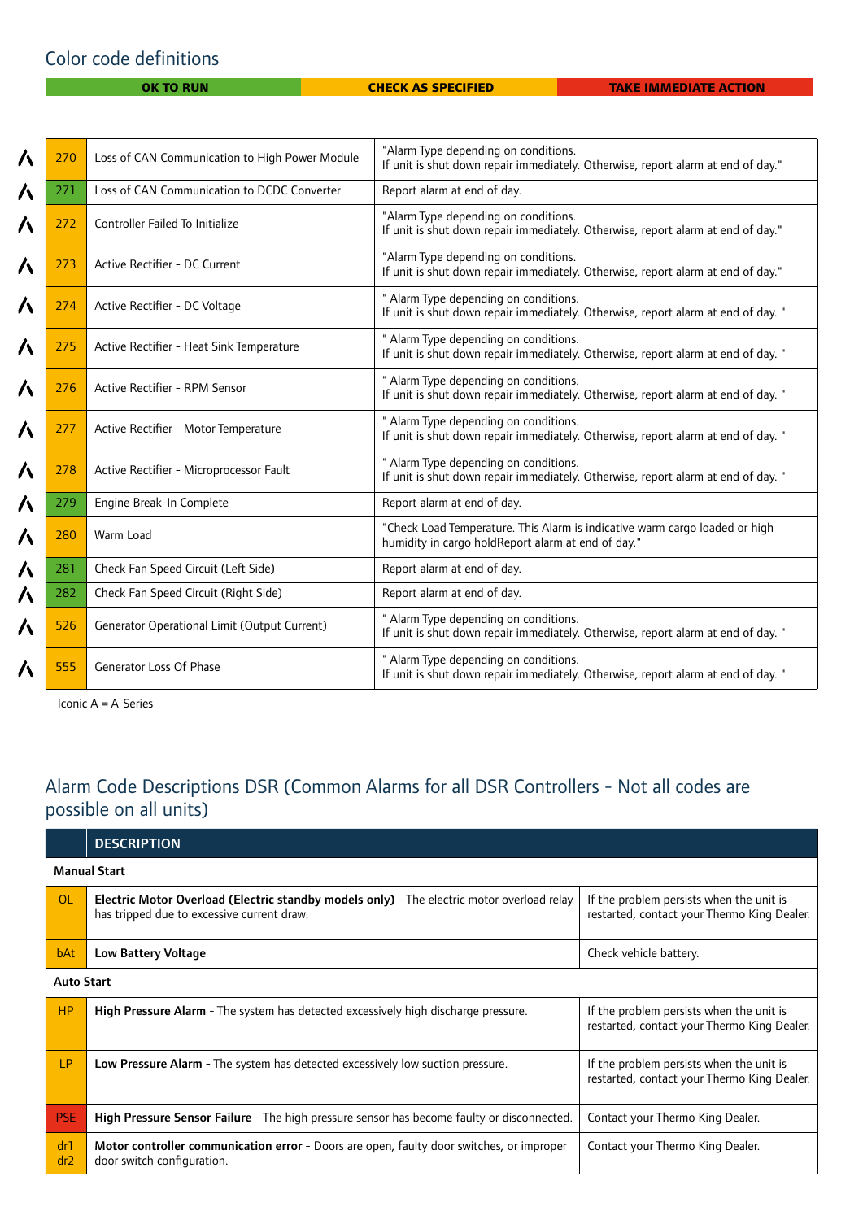## Color code definitions

| OK TO RUN | CHECK AS SPECIFIED | TAKE IMMEDIATE ACTION |
|---|---|---|

| | Code | Description | Action |
|---|---|---|---|
| Λ | 270 | Loss of CAN Communication to High Power Module | "Alarm Type depending on conditions. If unit is shut down repair immediately. Otherwise, report alarm at end of day." |
| Λ | 271 | Loss of CAN Communication to DCDC Converter | Report alarm at end of day. |
| Λ | 272 | Controller Failed To Initialize | "Alarm Type depending on conditions. If unit is shut down repair immediately. Otherwise, report alarm at end of day." |
| Λ | 273 | Active Rectifier - DC Current | "Alarm Type depending on conditions. If unit is shut down repair immediately. Otherwise, report alarm at end of day." |
| Λ | 274 | Active Rectifier - DC Voltage | " Alarm Type depending on conditions. If unit is shut down repair immediately. Otherwise, report alarm at end of day. " |
| Λ | 275 | Active Rectifier - Heat Sink Temperature | " Alarm Type depending on conditions. If unit is shut down repair immediately. Otherwise, report alarm at end of day. " |
| Λ | 276 | Active Rectifier - RPM Sensor | " Alarm Type depending on conditions. If unit is shut down repair immediately. Otherwise, report alarm at end of day. " |
| Λ | 277 | Active Rectifier - Motor Temperature | " Alarm Type depending on conditions. If unit is shut down repair immediately. Otherwise, report alarm at end of day. " |
| Λ | 278 | Active Rectifier - Microprocessor Fault | " Alarm Type depending on conditions. If unit is shut down repair immediately. Otherwise, report alarm at end of day. " |
| Λ | 279 | Engine Break-In Complete | Report alarm at end of day. |
| Λ | 280 | Warm Load | "Check Load Temperature. This Alarm is indicative warm cargo loaded or high humidity in cargo holdReport alarm at end of day." |
| Λ | 281 | Check Fan Speed Circuit (Left Side) | Report alarm at end of day. |
| Λ | 282 | Check Fan Speed Circuit (Right Side) | Report alarm at end of day. |
| Λ | 526 | Generator Operational Limit (Output Current) | " Alarm Type depending on conditions. If unit is shut down repair immediately. Otherwise, report alarm at end of day. " |
| Λ | 555 | Generator Loss Of Phase | " Alarm Type depending on conditions. If unit is shut down repair immediately. Otherwise, report alarm at end of day. " |

Iconic A = A-Series

## Alarm Code Descriptions DSR (Common Alarms for all DSR Controllers - Not all codes are possible on all units)

| | DESCRIPTION | |
|---|---|---|
| **Manual Start** | | |
| OL | **Electric Motor Overload (Electric standby models only)** - The electric motor overload relay has tripped due to excessive current draw. | If the problem persists when the unit is restarted, contact your Thermo King Dealer. |
| bAt | **Low Battery Voltage** | Check vehicle battery. |
| **Auto Start** | | |
| HP | **High Pressure Alarm** - The system has detected excessively high discharge pressure. | If the problem persists when the unit is restarted, contact your Thermo King Dealer. |
| LP | **Low Pressure Alarm** - The system has detected excessively low suction pressure. | If the problem persists when the unit is restarted, contact your Thermo King Dealer. |
| PSE | **High Pressure Sensor Failure** - The high pressure sensor has become faulty or disconnected. | Contact your Thermo King Dealer. |
| dr1 dr2 | **Motor controller communication error** - Doors are open, faulty door switches, or improper door switch configuration. | Contact your Thermo King Dealer. |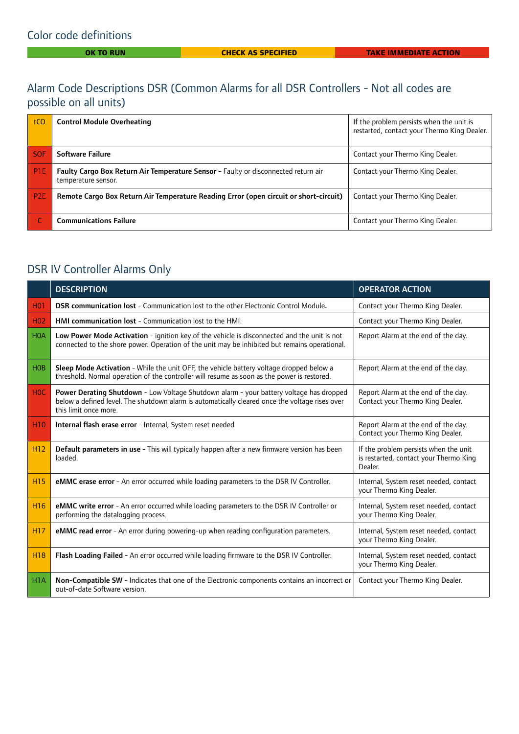## Color code definitions

| OK TO RUN | CHECK AS SPECIFIED | TAKE IMMEDIATE ACTION |
|---|---|---|

## Alarm Code Descriptions DSR (Common Alarms for all DSR Controllers - Not all codes are possible on all units)

| | | |
|---|---|---|
| tCO | **Control Module Overheating** | If the problem persists when the unit is restarted, contact your Thermo King Dealer. |
| SOF | **Software Failure** | Contact your Thermo King Dealer. |
| P1E | **Faulty Cargo Box Return Air Temperature Sensor** - Faulty or disconnected return air temperature sensor. | Contact your Thermo King Dealer. |
| P2E | **Remote Cargo Box Return Air Temperature Reading Error (open circuit or short-circuit)** | Contact your Thermo King Dealer. |
| C | **Communications Failure** | Contact your Thermo King Dealer. |

## DSR IV Controller Alarms Only

| | DESCRIPTION | OPERATOR ACTION |
|---|---|---|
| H01 | **DSR communication lost** - Communication lost to the other Electronic Control Module. | Contact your Thermo King Dealer. |
| H02 | **HMI communication lost** - Communication lost to the HMI. | Contact your Thermo King Dealer. |
| H0A | **Low Power Mode Activation** - ignition key of the vehicle is disconnected and the unit is not connected to the shore power. Operation of the unit may be inhibited but remains operational. | Report Alarm at the end of the day. |
| H0B | **Sleep Mode Activation** - While the unit OFF, the vehicle battery voltage dropped below a threshold. Normal operation of the controller will resume as soon as the power is restored. | Report Alarm at the end of the day. |
| H0C | **Power Derating Shutdown** - Low Voltage Shutdown alarm - your battery voltage has dropped below a defined level. The shutdown alarm is automatically cleared once the voltage rises over this limit once more. | Report Alarm at the end of the day. Contact your Thermo King Dealer. |
| H10 | **Internal flash erase error** - Internal, System reset needed | Report Alarm at the end of the day. Contact your Thermo King Dealer. |
| H12 | **Default parameters in use** - This will typically happen after a new firmware version has been loaded. | If the problem persists when the unit is restarted, contact your Thermo King Dealer. |
| H15 | **eMMC erase error** - An error occurred while loading parameters to the DSR IV Controller. | Internal, System reset needed, contact your Thermo King Dealer. |
| H16 | **eMMC write error** - An error occurred while loading parameters to the DSR IV Controller or performing the datalogging process. | Internal, System reset needed, contact your Thermo King Dealer. |
| H17 | **eMMC read error** - An error during powering-up when reading configuration parameters. | Internal, System reset needed, contact your Thermo King Dealer. |
| H18 | **Flash Loading Failed** - An error occurred while loading firmware to the DSR IV Controller. | Internal, System reset needed, contact your Thermo King Dealer. |
| H1A | **Non-Compatible SW** - Indicates that one of the Electronic components contains an incorrect or out-of-date Software version. | Contact your Thermo King Dealer. |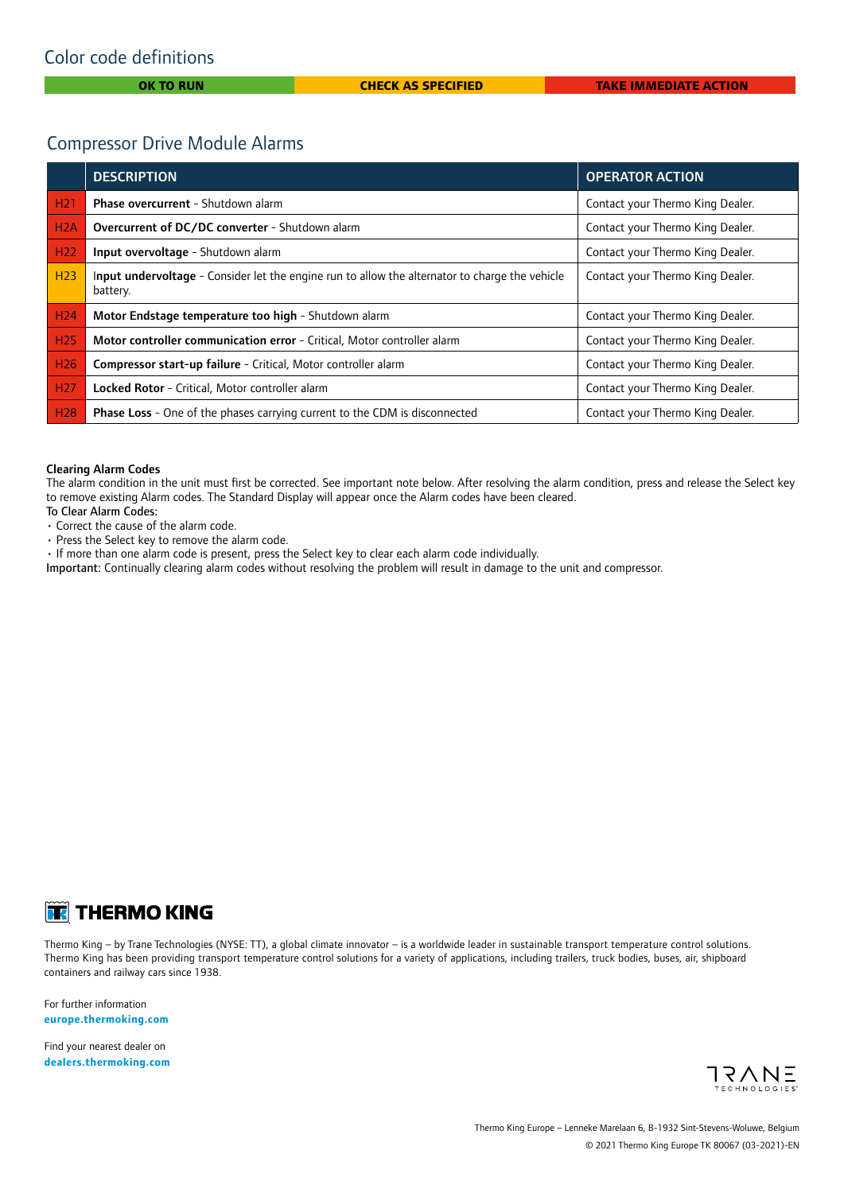## Color code definitions

| OK TO RUN | CHECK AS SPECIFIED | TAKE IMMEDIATE ACTION |
|---|---|---|

## Compressor Drive Module Alarms

| | DESCRIPTION | OPERATOR ACTION |
|---|---|---|
| H21 | **Phase overcurrent** - Shutdown alarm | Contact your Thermo King Dealer. |
| H2A | **Overcurrent of DC/DC converter** - Shutdown alarm | Contact your Thermo King Dealer. |
| H22 | **Input overvoltage** - Shutdown alarm | Contact your Thermo King Dealer. |
| H23 | **Input undervoltage** - Consider let the engine run to allow the alternator to charge the vehicle battery. | Contact your Thermo King Dealer. |
| H24 | **Motor Endstage temperature too high** - Shutdown alarm | Contact your Thermo King Dealer. |
| H25 | **Motor controller communication error** - Critical, Motor controller alarm | Contact your Thermo King Dealer. |
| H26 | **Compressor start-up failure** - Critical, Motor controller alarm | Contact your Thermo King Dealer. |
| H27 | **Locked Rotor** - Critical, Motor controller alarm | Contact your Thermo King Dealer. |
| H28 | **Phase Loss** - One of the phases carrying current to the CDM is disconnected | Contact your Thermo King Dealer. |

**Clearing Alarm Codes**

The alarm condition in the unit must first be corrected. See important note below. After resolving the alarm condition, press and release the Select key to remove existing Alarm codes. The Standard Display will appear once the Alarm codes have been cleared.

To Clear Alarm Codes:

- Correct the cause of the alarm code.
- Press the Select key to remove the alarm code.
- If more than one alarm code is present, press the Select key to clear each alarm code individually.

Important: Continually clearing alarm codes without resolving the problem will result in damage to the unit and compressor.

**THERMO KING**

Thermo King – by Trane Technologies (NYSE: TT), a global climate innovator – is a worldwide leader in sustainable transport temperature control solutions. Thermo King has been providing transport temperature control solutions for a variety of applications, including trailers, truck bodies, buses, air, shipboard containers and railway cars since 1938.

For further information
**europe.thermoking.com**

Find your nearest dealer on
**dealers.thermoking.com**

TRANE TECHNOLOGIES

Thermo King Europe – Lenneke Marelaan 6, B-1932 Sint-Stevens-Woluwe, Belgium

© 2021 Thermo King Europe TK 80067 (03-2021)-EN